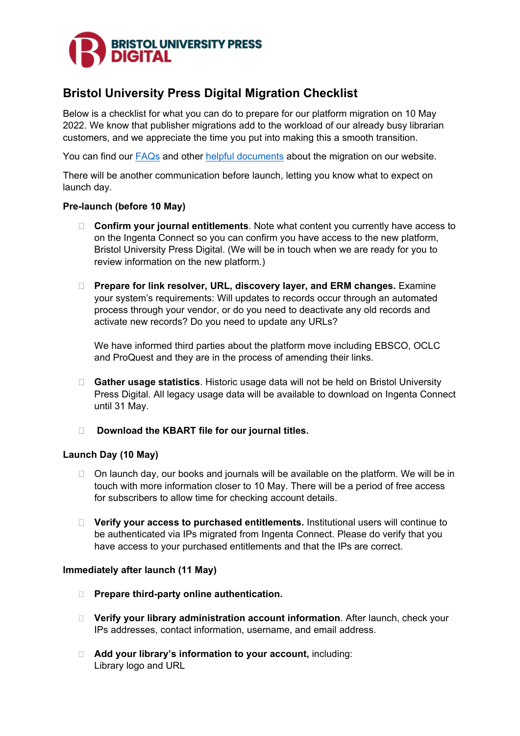BRISTOL UNIVERSITY PRESS DIGITAL

# Bristol University Press Digital Migration Checklist

Below is a checklist for what you can do to prepare for our platform migration on 10 May 2022. We know that publisher migrations add to the workload of our already busy librarian customers, and we appreciate the time you put into making this a smooth transition.

You can find our FAQs and other helpful documents about the migration on our website.

There will be another communication before launch, letting you know what to expect on launch day.

**Pre-launch (before 10 May)**

- [ ] **Confirm your journal entitlements**. Note what content you currently have access to on the Ingenta Connect so you can confirm you have access to the new platform, Bristol University Press Digital. (We will be in touch when we are ready for you to review information on the new platform.)

- [ ] **Prepare for link resolver, URL, discovery layer, and ERM changes.** Examine your system's requirements: Will updates to records occur through an automated process through your vendor, or do you need to deactivate any old records and activate new records? Do you need to update any URLs?

  We have informed third parties about the platform move including EBSCO, OCLC and ProQuest and they are in the process of amending their links.

- [ ] **Gather usage statistics**. Historic usage data will not be held on Bristol University Press Digital. All legacy usage data will be available to download on Ingenta Connect until 31 May.

- [ ] **Download the KBART file for our journal titles.**

**Launch Day (10 May)**

- [ ] On launch day, our books and journals will be available on the platform. We will be in touch with more information closer to 10 May. There will be a period of free access for subscribers to allow time for checking account details.

- [ ] **Verify your access to purchased entitlements.** Institutional users will continue to be authenticated via IPs migrated from Ingenta Connect. Please do verify that you have access to your purchased entitlements and that the IPs are correct.

**Immediately after launch (11 May)**

- [ ] **Prepare third-party online authentication.**

- [ ] **Verify your library administration account information**. After launch, check your IPs addresses, contact information, username, and email address.

- [ ] **Add your library's information to your account,** including:
  Library logo and URL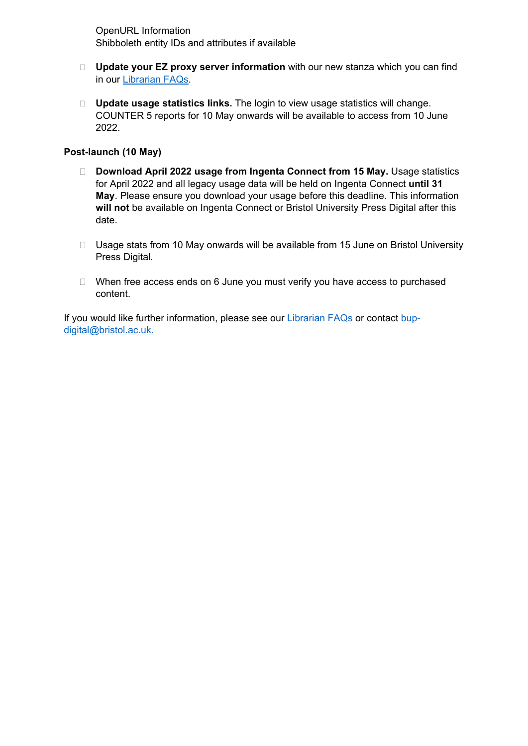OpenURL Information
Shibboleth entity IDs and attributes if available

- **Update your EZ proxy server information** with our new stanza which you can find in our Librarian FAQs.

- **Update usage statistics links.** The login to view usage statistics will change. COUNTER 5 reports for 10 May onwards will be available to access from 10 June 2022.

**Post-launch (10 May)**

- **Download April 2022 usage from Ingenta Connect from 15 May.** Usage statistics for April 2022 and all legacy usage data will be held on Ingenta Connect **until 31 May**. Please ensure you download your usage before this deadline. This information **will not** be available on Ingenta Connect or Bristol University Press Digital after this date.

- Usage stats from 10 May onwards will be available from 15 June on Bristol University Press Digital.

- When free access ends on 6 June you must verify you have access to purchased content.

If you would like further information, please see our Librarian FAQs or contact bup-digital@bristol.ac.uk.